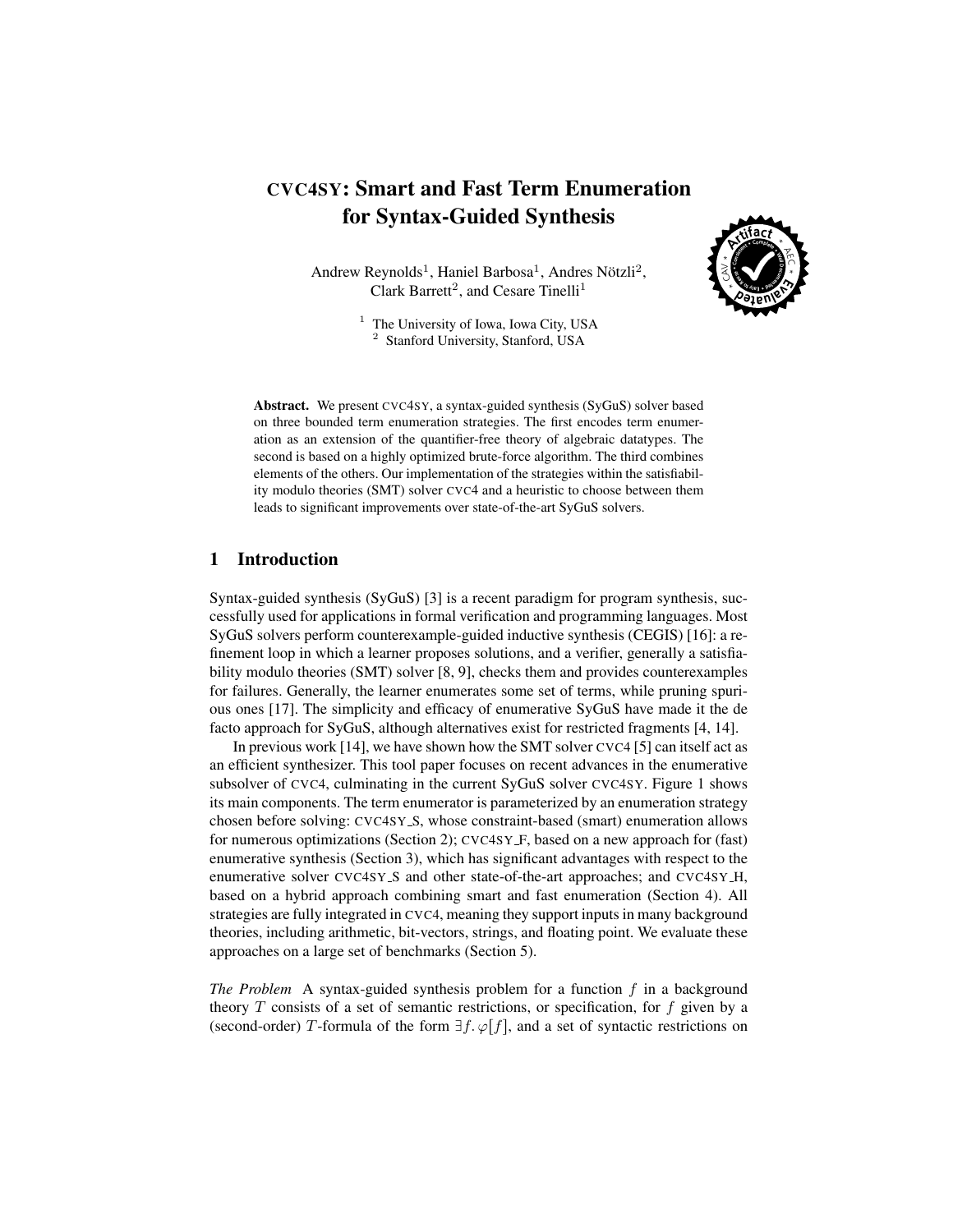# CVC4SY: Smart and Fast Term Enumeration for Syntax-Guided Synthesis

Andrew Reynolds[1], Haniel Barbosa[1], Andres Nötzli[2], Clark Barrett[2], and Cesare Tinelli[1]

[1] The University of Iowa, Iowa City, USA
[2] Stanford University, Stanford, USA

**Abstract.** We present CVC4SY, a syntax-guided synthesis (SyGuS) solver based on three bounded term enumeration strategies. The first encodes term enumeration as an extension of the quantifier-free theory of algebraic datatypes. The second is based on a highly optimized brute-force algorithm. The third combines elements of the others. Our implementation of the strategies within the satisfiability modulo theories (SMT) solver CVC4 and a heuristic to choose between them leads to significant improvements over state-of-the-art SyGuS solvers.

## 1 Introduction

Syntax-guided synthesis (SyGuS) [3] is a recent paradigm for program synthesis, successfully used for applications in formal verification and programming languages. Most SyGuS solvers perform counterexample-guided inductive synthesis (CEGIS) [16]: a refinement loop in which a learner proposes solutions, and a verifier, generally a satisfiability modulo theories (SMT) solver [8, 9], checks them and provides counterexamples for failures. Generally, the learner enumerates some set of terms, while pruning spurious ones [17]. The simplicity and efficacy of enumerative SyGuS have made it the de facto approach for SyGuS, although alternatives exist for restricted fragments [4, 14].

In previous work [14], we have shown how the SMT solver CVC4 [5] can itself act as an efficient synthesizer. This tool paper focuses on recent advances in the enumerative subsolver of CVC4, culminating in the current SyGuS solver CVC4SY. Figure 1 shows its main components. The term enumerator is parameterized by an enumeration strategy chosen before solving: CVC4SY_S, whose constraint-based (smart) enumeration allows for numerous optimizations (Section 2); CVC4SY_F, based on a new approach for (fast) enumerative synthesis (Section 3), which has significant advantages with respect to the enumerative solver CVC4SY_S and other state-of-the-art approaches; and CVC4SY_H, based on a hybrid approach combining smart and fast enumeration (Section 4). All strategies are fully integrated in CVC4, meaning they support inputs in many background theories, including arithmetic, bit-vectors, strings, and floating point. We evaluate these approaches on a large set of benchmarks (Section 5).

*The Problem* A syntax-guided synthesis problem for a function $f$ in a background theory $T$ consists of a set of semantic restrictions, or specification, for $f$ given by a (second-order) $T$-formula of the form $\exists f.\, \varphi[f]$, and a set of syntactic restrictions on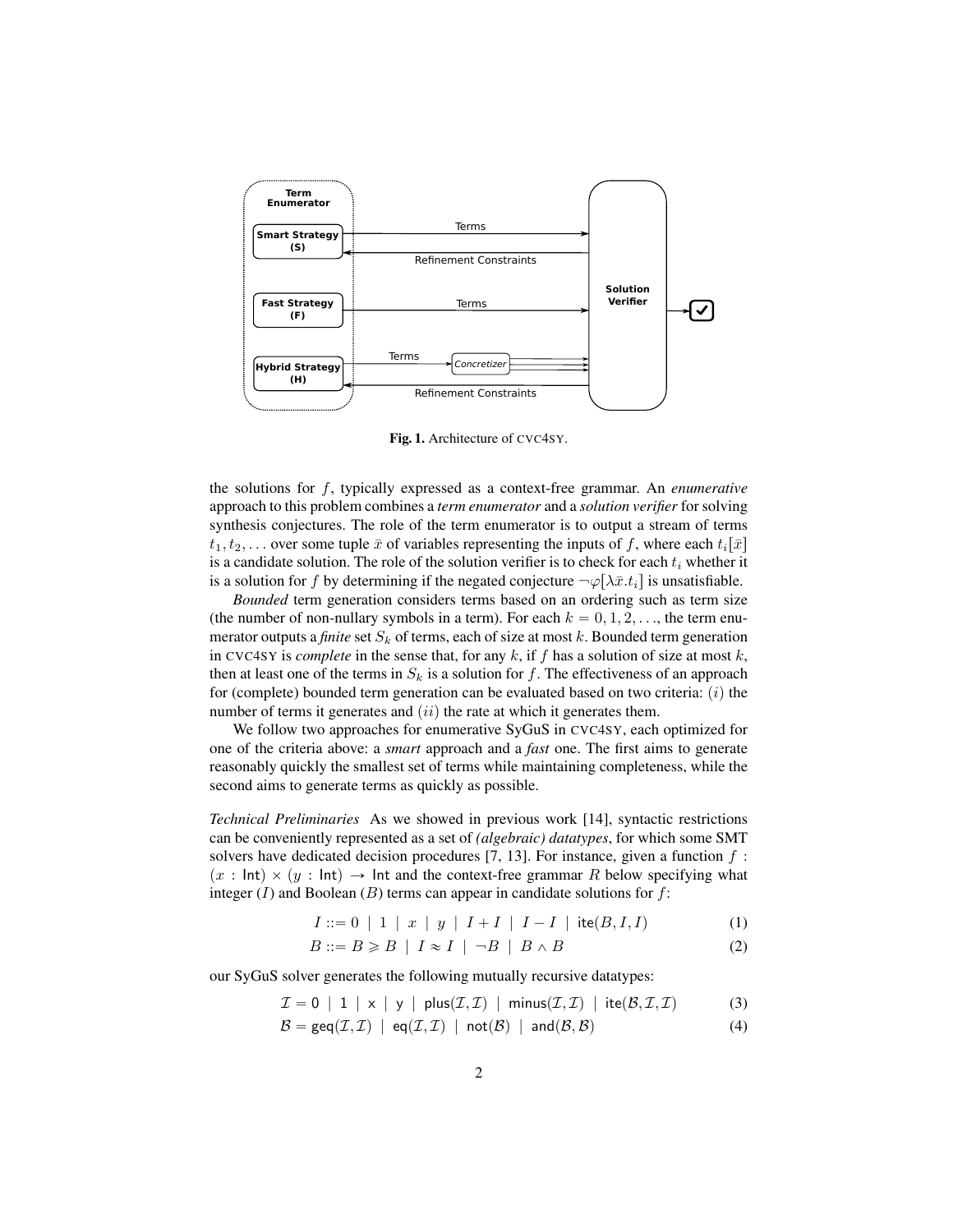Fig. 1. Architecture of CVC4SY.

the solutions for $f$, typically expressed as a context-free grammar. An *enumerative* approach to this problem combines a *term enumerator* and a *solution verifier* for solving synthesis conjectures. The role of the term enumerator is to output a stream of terms $t_1, t_2, \ldots$ over some tuple $\bar{x}$ of variables representing the inputs of $f$, where each $t_i[\bar{x}]$ is a candidate solution. The role of the solution verifier is to check for each $t_i$ whether it is a solution for $f$ by determining if the negated conjecture $\neg\varphi[\lambda\bar{x}.t_i]$ is unsatisfiable.

*Bounded* term generation considers terms based on an ordering such as term size (the number of non-nullary symbols in a term). For each $k = 0, 1, 2, \ldots$, the term enumerator outputs a *finite* set $S_k$ of terms, each of size at most $k$. Bounded term generation in CVC4SY is *complete* in the sense that, for any $k$, if $f$ has a solution of size at most $k$, then at least one of the terms in $S_k$ is a solution for $f$. The effectiveness of an approach for (complete) bounded term generation can be evaluated based on two criteria: $(i)$ the number of terms it generates and $(ii)$ the rate at which it generates them.

We follow two approaches for enumerative SyGuS in CVC4SY, each optimized for one of the criteria above: a *smart* approach and a *fast* one. The first aims to generate reasonably quickly the smallest set of terms while maintaining completeness, while the second aims to generate terms as quickly as possible.

*Technical Preliminaries* As we showed in previous work [14], syntactic restrictions can be conveniently represented as a set of *(algebraic) datatypes*, for which some SMT solvers have dedicated decision procedures [7, 13]. For instance, given a function $f : (x : \mathsf{Int}) \times (y : \mathsf{Int}) \rightarrow \mathsf{Int}$ and the context-free grammar $R$ below specifying what integer ($I$) and Boolean ($B$) terms can appear in candidate solutions for $f$:

$$I ::= 0 \mid 1 \mid x \mid y \mid I + I \mid I - I \mid \mathsf{ite}(B, I, I) \tag{1}$$

$$B ::= B \geqslant B \mid I \approx I \mid \neg B \mid B \wedge B \tag{2}$$

our SyGuS solver generates the following mutually recursive datatypes:

$$\mathcal{I} = \mathsf{0} \mid \mathsf{1} \mid \mathsf{x} \mid \mathsf{y} \mid \mathsf{plus}(\mathcal{I}, \mathcal{I}) \mid \mathsf{minus}(\mathcal{I}, \mathcal{I}) \mid \mathsf{ite}(\mathcal{B}, \mathcal{I}, \mathcal{I}) \tag{3}$$

$$\mathcal{B} = \mathsf{geq}(\mathcal{I}, \mathcal{I}) \mid \mathsf{eq}(\mathcal{I}, \mathcal{I}) \mid \mathsf{not}(\mathcal{B}) \mid \mathsf{and}(\mathcal{B}, \mathcal{B}) \tag{4}$$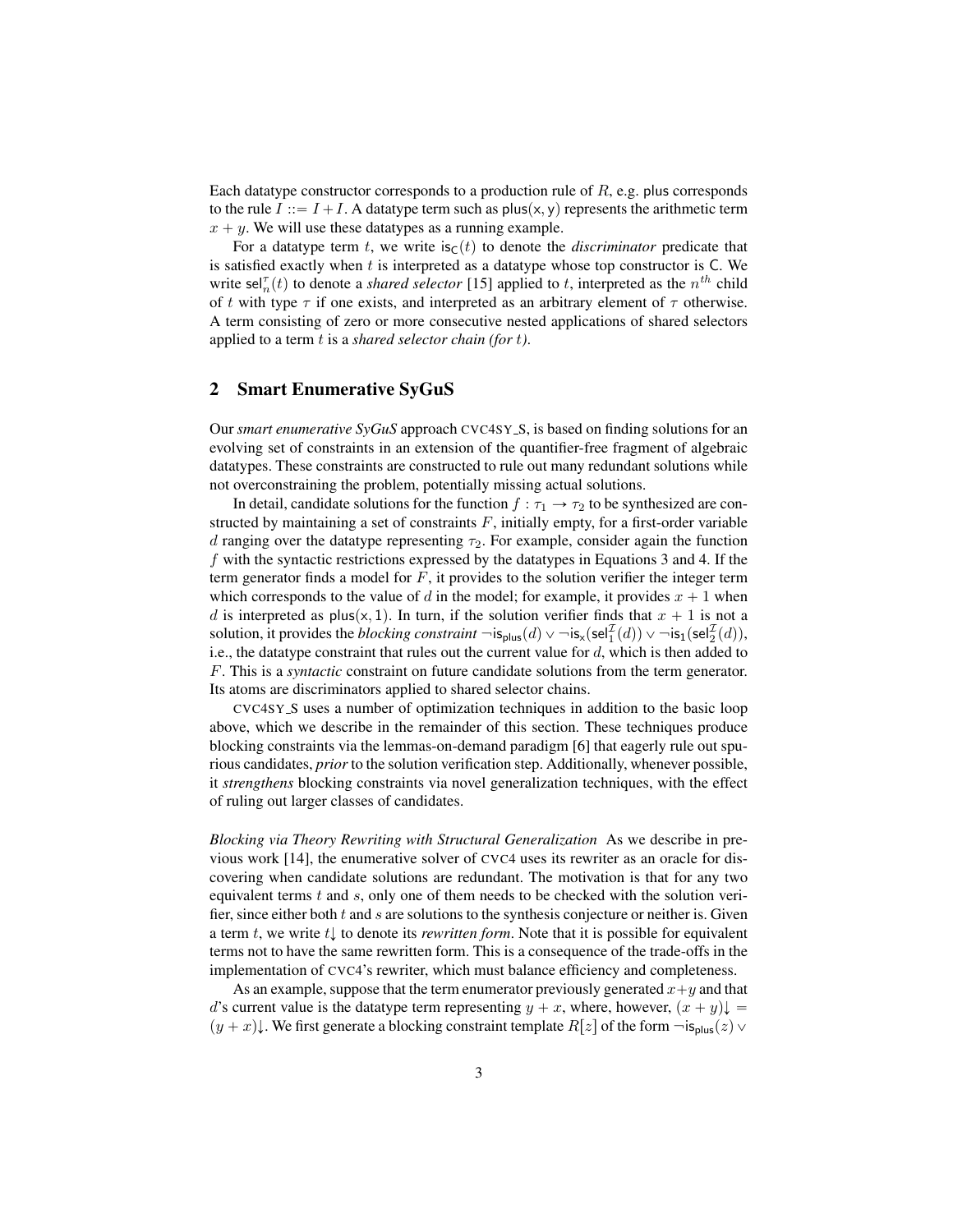Each datatype constructor corresponds to a production rule of $R$, e.g. plus corresponds to the rule $I ::= I + I$. A datatype term such as $\mathsf{plus}(\mathsf{x}, \mathsf{y})$ represents the arithmetic term $x + y$. We will use these datatypes as a running example.

For a datatype term $t$, we write $\mathsf{is}_\mathsf{C}(t)$ to denote the *discriminator* predicate that is satisfied exactly when $t$ is interpreted as a datatype whose top constructor is C. We write $\mathsf{sel}^\tau_n(t)$ to denote a *shared selector* [15] applied to $t$, interpreted as the $n^{th}$ child of $t$ with type $\tau$ if one exists, and interpreted as an arbitrary element of $\tau$ otherwise. A term consisting of zero or more consecutive nested applications of shared selectors applied to a term $t$ is a *shared selector chain (for $t$)*.

## 2 Smart Enumerative SyGuS

Our *smart enumerative SyGuS* approach CVC4SY_S, is based on finding solutions for an evolving set of constraints in an extension of the quantifier-free fragment of algebraic datatypes. These constraints are constructed to rule out many redundant solutions while not overconstraining the problem, potentially missing actual solutions.

In detail, candidate solutions for the function $f : \tau_1 \to \tau_2$ to be synthesized are constructed by maintaining a set of constraints $F$, initially empty, for a first-order variable $d$ ranging over the datatype representing $\tau_2$. For example, consider again the function $f$ with the syntactic restrictions expressed by the datatypes in Equations 3 and 4. If the term generator finds a model for $F$, it provides to the solution verifier the integer term which corresponds to the value of $d$ in the model; for example, it provides $x + 1$ when $d$ is interpreted as $\mathsf{plus}(\mathsf{x}, 1)$. In turn, if the solution verifier finds that $x + 1$ is not a solution, it provides the *blocking constraint* $\neg\mathsf{is}_{\mathsf{plus}}(d) \vee \neg\mathsf{is}_{\mathsf{x}}(\mathsf{sel}^{\mathcal{I}}_1(d)) \vee \neg\mathsf{is}_1(\mathsf{sel}^{\mathcal{I}}_2(d))$, i.e., the datatype constraint that rules out the current value for $d$, which is then added to $F$. This is a *syntactic* constraint on future candidate solutions from the term generator. Its atoms are discriminators applied to shared selector chains.

CVC4SY_S uses a number of optimization techniques in addition to the basic loop above, which we describe in the remainder of this section. These techniques produce blocking constraints via the lemmas-on-demand paradigm [6] that eagerly rule out spurious candidates, *prior* to the solution verification step. Additionally, whenever possible, it *strengthens* blocking constraints via novel generalization techniques, with the effect of ruling out larger classes of candidates.

*Blocking via Theory Rewriting with Structural Generalization* As we describe in previous work [14], the enumerative solver of CVC4 uses its rewriter as an oracle for discovering when candidate solutions are redundant. The motivation is that for any two equivalent terms $t$ and $s$, only one of them needs to be checked with the solution verifier, since either both $t$ and $s$ are solutions to the synthesis conjecture or neither is. Given a term $t$, we write $t\!\downarrow$ to denote its *rewritten form*. Note that it is possible for equivalent terms not to have the same rewritten form. This is a consequence of the trade-offs in the implementation of CVC4's rewriter, which must balance efficiency and completeness.

As an example, suppose that the term enumerator previously generated $x+y$ and that $d$'s current value is the datatype term representing $y + x$, where, however, $(x + y)\!\downarrow = (y + x)\!\downarrow$. We first generate a blocking constraint template $R[z]$ of the form $\neg\mathsf{is}_{\mathsf{plus}}(z) \vee$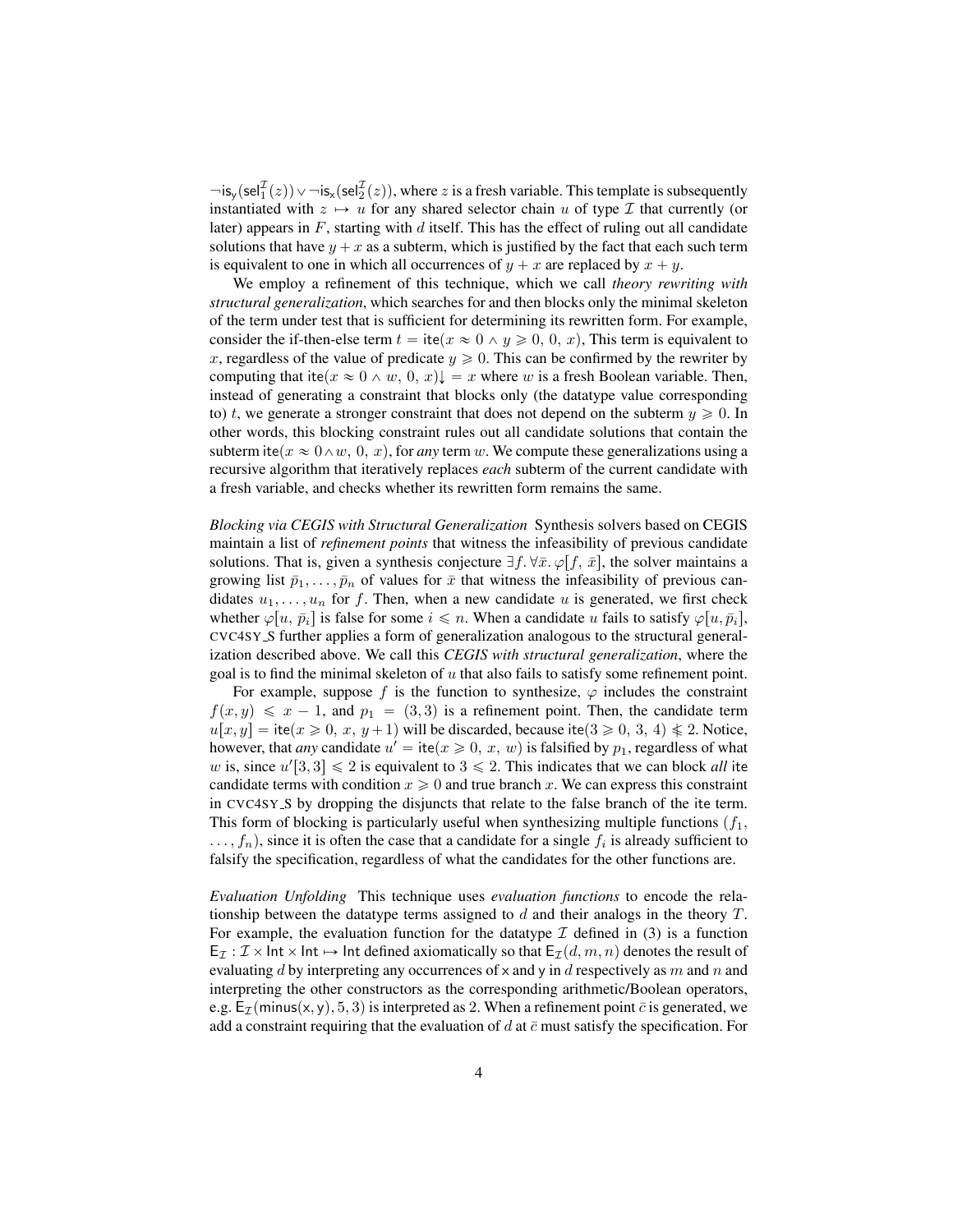$\neg \mathsf{is}_{\mathsf{y}}(\mathsf{sel}_1^{\mathcal{I}}(z)) \vee \neg \mathsf{is}_{\mathsf{x}}(\mathsf{sel}_2^{\mathcal{I}}(z))$, where $z$ is a fresh variable. This template is subsequently instantiated with $z \mapsto u$ for any shared selector chain $u$ of type $\mathcal{I}$ that currently (or later) appears in $F$, starting with $d$ itself. This has the effect of ruling out all candidate solutions that have $y + x$ as a subterm, which is justified by the fact that each such term is equivalent to one in which all occurrences of $y + x$ are replaced by $x + y$.

We employ a refinement of this technique, which we call *theory rewriting with structural generalization*, which searches for and then blocks only the minimal skeleton of the term under test that is sufficient for determining its rewritten form. For example, consider the if-then-else term $t = \mathsf{ite}(x \approx 0 \wedge y \geqslant 0,\ 0,\ x)$, This term is equivalent to $x$, regardless of the value of predicate $y \geqslant 0$. This can be confirmed by the rewriter by computing that $\mathsf{ite}(x \approx 0 \wedge w,\ 0,\ x)\!\downarrow\ = x$ where $w$ is a fresh Boolean variable. Then, instead of generating a constraint that blocks only (the datatype value corresponding to) $t$, we generate a stronger constraint that does not depend on the subterm $y \geqslant 0$. In other words, this blocking constraint rules out all candidate solutions that contain the subterm $\mathsf{ite}(x \approx 0 \wedge w,\ 0,\ x)$, for *any* term $w$. We compute these generalizations using a recursive algorithm that iteratively replaces *each* subterm of the current candidate with a fresh variable, and checks whether its rewritten form remains the same.

*Blocking via CEGIS with Structural Generalization* Synthesis solvers based on CEGIS maintain a list of *refinement points* that witness the infeasibility of previous candidate solutions. That is, given a synthesis conjecture $\exists f.\, \forall \bar{x}.\, \varphi[f,\ \bar{x}]$, the solver maintains a growing list $\bar{p}_1, \ldots, \bar{p}_n$ of values for $\bar{x}$ that witness the infeasibility of previous candidates $u_1, \ldots, u_n$ for $f$. Then, when a new candidate $u$ is generated, we first check whether $\varphi[u,\ \bar{p}_i]$ is false for some $i \leqslant n$. When a candidate $u$ fails to satisfy $\varphi[u, \bar{p}_i]$, CVC4SY_S further applies a form of generalization analogous to the structural generalization described above. We call this *CEGIS with structural generalization*, where the goal is to find the minimal skeleton of $u$ that also fails to satisfy some refinement point.

For example, suppose $f$ is the function to synthesize, $\varphi$ includes the constraint $f(x, y) \leqslant x - 1$, and $p_1 = (3, 3)$ is a refinement point. Then, the candidate term $u[x, y] = \mathsf{ite}(x \geqslant 0,\ x,\ y + 1)$ will be discarded, because $\mathsf{ite}(3 \geqslant 0,\ 3,\ 4) \nleqslant 2$. Notice, however, that *any* candidate $u' = \mathsf{ite}(x \geqslant 0,\ x,\ w)$ is falsified by $p_1$, regardless of what $w$ is, since $u'[3, 3] \leqslant 2$ is equivalent to $3 \leqslant 2$. This indicates that we can block *all* ite candidate terms with condition $x \geqslant 0$ and true branch $x$. We can express this constraint in CVC4SY_S by dropping the disjuncts that relate to the false branch of the ite term. This form of blocking is particularly useful when synthesizing multiple functions ($f_1$, $\ldots$, $f_n$), since it is often the case that a candidate for a single $f_i$ is already sufficient to falsify the specification, regardless of what the candidates for the other functions are.

*Evaluation Unfolding* This technique uses *evaluation functions* to encode the relationship between the datatype terms assigned to $d$ and their analogs in the theory $T$. For example, the evaluation function for the datatype $\mathcal{I}$ defined in (3) is a function $\mathsf{E}_{\mathcal{I}} : \mathcal{I} \times \mathsf{Int} \times \mathsf{Int} \mapsto \mathsf{Int}$ defined axiomatically so that $\mathsf{E}_{\mathcal{I}}(d, m, n)$ denotes the result of evaluating $d$ by interpreting any occurrences of $\mathsf{x}$ and $\mathsf{y}$ in $d$ respectively as $m$ and $n$ and interpreting the other constructors as the corresponding arithmetic/Boolean operators, e.g. $\mathsf{E}_{\mathcal{I}}(\mathsf{minus}(\mathsf{x}, \mathsf{y}), 5, 3)$ is interpreted as 2. When a refinement point $\bar{c}$ is generated, we add a constraint requiring that the evaluation of $d$ at $\bar{c}$ must satisfy the specification. For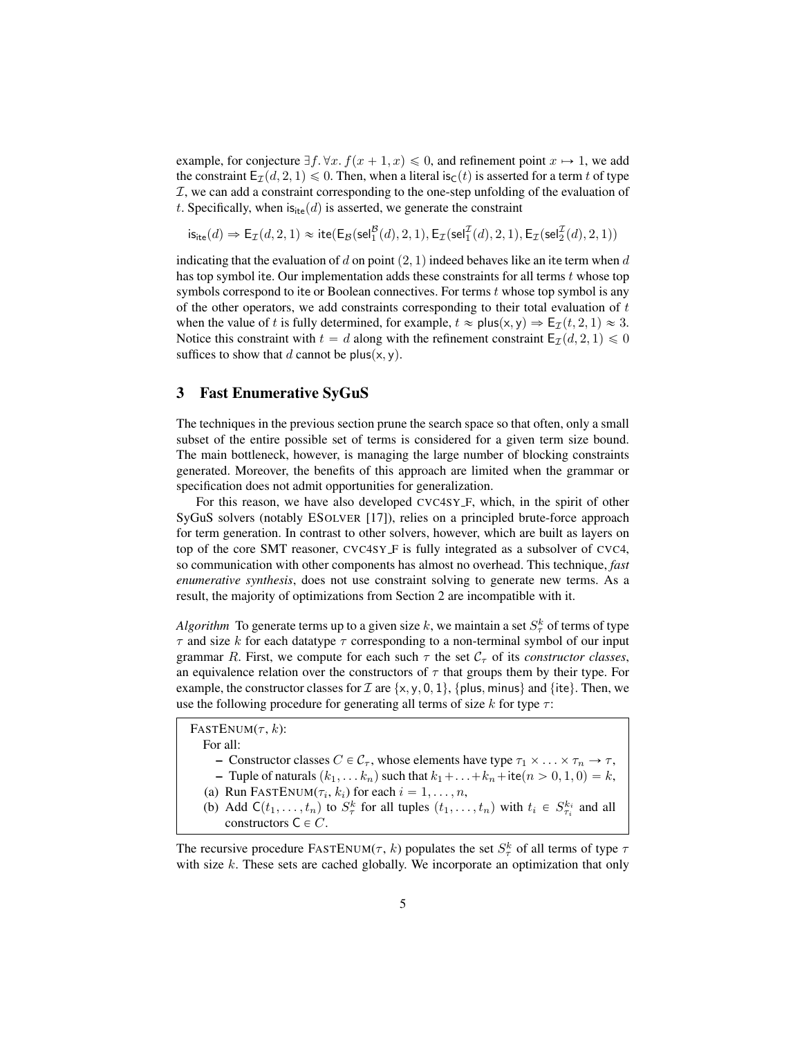example, for conjecture $\exists f.\, \forall x.\, f(x+1, x) \leqslant 0$, and refinement point $x \mapsto 1$, we add the constraint $\mathsf{E}_{\mathcal{I}}(d, 2, 1) \leqslant 0$. Then, when a literal $\mathsf{is}_{\mathsf{C}}(t)$ is asserted for a term $t$ of type $\mathcal{I}$, we can add a constraint corresponding to the one-step unfolding of the evaluation of $t$. Specifically, when $\mathsf{is}_{\mathsf{ite}}(d)$ is asserted, we generate the constraint

$$\mathsf{is}_{\mathsf{ite}}(d) \Rightarrow \mathsf{E}_{\mathcal{I}}(d, 2, 1) \approx \mathsf{ite}(\mathsf{E}_{\mathcal{B}}(\mathsf{sel}_1^{\mathcal{B}}(d), 2, 1), \mathsf{E}_{\mathcal{I}}(\mathsf{sel}_1^{\mathcal{I}}(d), 2, 1), \mathsf{E}_{\mathcal{I}}(\mathsf{sel}_2^{\mathcal{I}}(d), 2, 1))$$

indicating that the evaluation of $d$ on point $(2, 1)$ indeed behaves like an ite term when $d$ has top symbol ite. Our implementation adds these constraints for all terms $t$ whose top symbols correspond to ite or Boolean connectives. For terms $t$ whose top symbol is any of the other operators, we add constraints corresponding to their total evaluation of $t$ when the value of $t$ is fully determined, for example, $t \approx \mathsf{plus}(\mathsf{x}, \mathsf{y}) \Rightarrow \mathsf{E}_{\mathcal{I}}(t, 2, 1) \approx 3$. Notice this constraint with $t = d$ along with the refinement constraint $\mathsf{E}_{\mathcal{I}}(d, 2, 1) \leqslant 0$ suffices to show that $d$ cannot be $\mathsf{plus}(\mathsf{x}, \mathsf{y})$.

## 3 Fast Enumerative SyGuS

The techniques in the previous section prune the search space so that often, only a small subset of the entire possible set of terms is considered for a given term size bound. The main bottleneck, however, is managing the large number of blocking constraints generated. Moreover, the benefits of this approach are limited when the grammar or specification does not admit opportunities for generalization.

For this reason, we have also developed CVC4SY_F, which, in the spirit of other SyGuS solvers (notably ESOLVER [17]), relies on a principled brute-force approach for term generation. In contrast to other solvers, however, which are built as layers on top of the core SMT reasoner, CVC4SY_F is fully integrated as a subsolver of CVC4, so communication with other components has almost no overhead. This technique, *fast enumerative synthesis*, does not use constraint solving to generate new terms. As a result, the majority of optimizations from Section 2 are incompatible with it.

*Algorithm* To generate terms up to a given size $k$, we maintain a set $S_\tau^k$ of terms of type $\tau$ and size $k$ for each datatype $\tau$ corresponding to a non-terminal symbol of our input grammar $R$. First, we compute for each such $\tau$ the set $\mathcal{C}_\tau$ of its *constructor classes*, an equivalence relation over the constructors of $\tau$ that groups them by their type. For example, the constructor classes for $\mathcal{I}$ are $\{\mathsf{x}, \mathsf{y}, 0, 1\}$, $\{\mathsf{plus}, \mathsf{minus}\}$ and $\{\mathsf{ite}\}$. Then, we use the following procedure for generating all terms of size $k$ for type $\tau$:

> FASTENUM($\tau$, $k$):
>
> For all:
>
> - Constructor classes $C \in \mathcal{C}_\tau$, whose elements have type $\tau_1 \times \ldots \times \tau_n \to \tau$,
> - Tuple of naturals $(k_1, \ldots k_n)$ such that $k_1 + \ldots + k_n + \mathsf{ite}(n > 0, 1, 0) = k$,
>
> (a) Run FASTENUM($\tau_i$, $k_i$) for each $i = 1, \ldots, n$,
>
> (b) Add $\mathsf{C}(t_1, \ldots, t_n)$ to $S_\tau^k$ for all tuples $(t_1, \ldots, t_n)$ with $t_i \in S_{\tau_i}^{k_i}$ and all constructors $\mathsf{C} \in C$.

The recursive procedure FASTENUM($\tau$, $k$) populates the set $S_\tau^k$ of all terms of type $\tau$ with size $k$. These sets are cached globally. We incorporate an optimization that only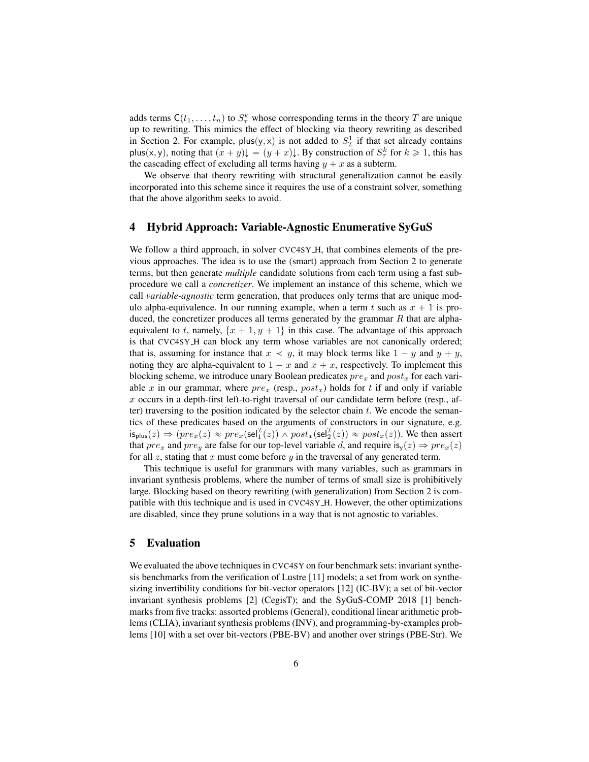adds terms $\mathsf{C}(t_1, \ldots, t_n)$ to $S^k_\tau$ whose corresponding terms in the theory $T$ are unique up to rewriting. This mimics the effect of blocking via theory rewriting as described in Section 2. For example, $\mathsf{plus}(\mathsf{y}, \mathsf{x})$ is not added to $S^1_\mathcal{I}$ if that set already contains $\mathsf{plus}(\mathsf{x}, \mathsf{y})$, noting that $(x + y)\!\downarrow\, = (y + x)\!\downarrow$. By construction of $S^k_\tau$ for $k \geqslant 1$, this has the cascading effect of excluding all terms having $y + x$ as a subterm.

We observe that theory rewriting with structural generalization cannot be easily incorporated into this scheme since it requires the use of a constraint solver, something that the above algorithm seeks to avoid.

## 4 Hybrid Approach: Variable-Agnostic Enumerative SyGuS

We follow a third approach, in solver CVC4SY_H, that combines elements of the previous approaches. The idea is to use the (smart) approach from Section 2 to generate terms, but then generate *multiple* candidate solutions from each term using a fast subprocedure we call a *concretizer*. We implement an instance of this scheme, which we call *variable-agnostic* term generation, that produces only terms that are unique modulo alpha-equivalence. In our running example, when a term $t$ such as $x + 1$ is produced, the concretizer produces all terms generated by the grammar $R$ that are alpha-equivalent to $t$, namely, $\{x + 1, y + 1\}$ in this case. The advantage of this approach is that CVC4SY_H can block any term whose variables are not canonically ordered; that is, assuming for instance that $x \prec y$, it may block terms like $1 - y$ and $y + y$, noting they are alpha-equivalent to $1 - x$ and $x + x$, respectively. To implement this blocking scheme, we introduce unary Boolean predicates $pre_x$ and $post_x$ for each variable $x$ in our grammar, where $pre_x$ (resp., $post_x$) holds for $t$ if and only if variable $x$ occurs in a depth-first left-to-right traversal of our candidate term before (resp., after) traversing to the position indicated by the selector chain $t$. We encode the semantics of these predicates based on the arguments of constructors in our signature, e.g. $\mathsf{is}_{\mathsf{plus}}(z) \Rightarrow (pre_x(z) \approx pre_x(\mathsf{sel}^{\mathcal{I}}_1(z)) \wedge post_x(\mathsf{sel}^{\mathcal{I}}_2(z)) \approx post_x(z))$. We then assert that $pre_x$ and $pre_y$ are false for our top-level variable $d$, and require $\mathsf{is}_{\mathsf{y}}(z) \Rightarrow pre_x(z)$ for all $z$, stating that $x$ must come before $y$ in the traversal of any generated term.

This technique is useful for grammars with many variables, such as grammars in invariant synthesis problems, where the number of terms of small size is prohibitively large. Blocking based on theory rewriting (with generalization) from Section 2 is compatible with this technique and is used in CVC4SY_H. However, the other optimizations are disabled, since they prune solutions in a way that is not agnostic to variables.

## 5 Evaluation

We evaluated the above techniques in CVC4SY on four benchmark sets: invariant synthesis benchmarks from the verification of Lustre [11] models; a set from work on synthesizing invertibility conditions for bit-vector operators [12] (IC-BV); a set of bit-vector invariant synthesis problems [2] (CegisT); and the SyGuS-COMP 2018 [1] benchmarks from five tracks: assorted problems (General), conditional linear arithmetic problems (CLIA), invariant synthesis problems (INV), and programming-by-examples problems [10] with a set over bit-vectors (PBE-BV) and another over strings (PBE-Str). We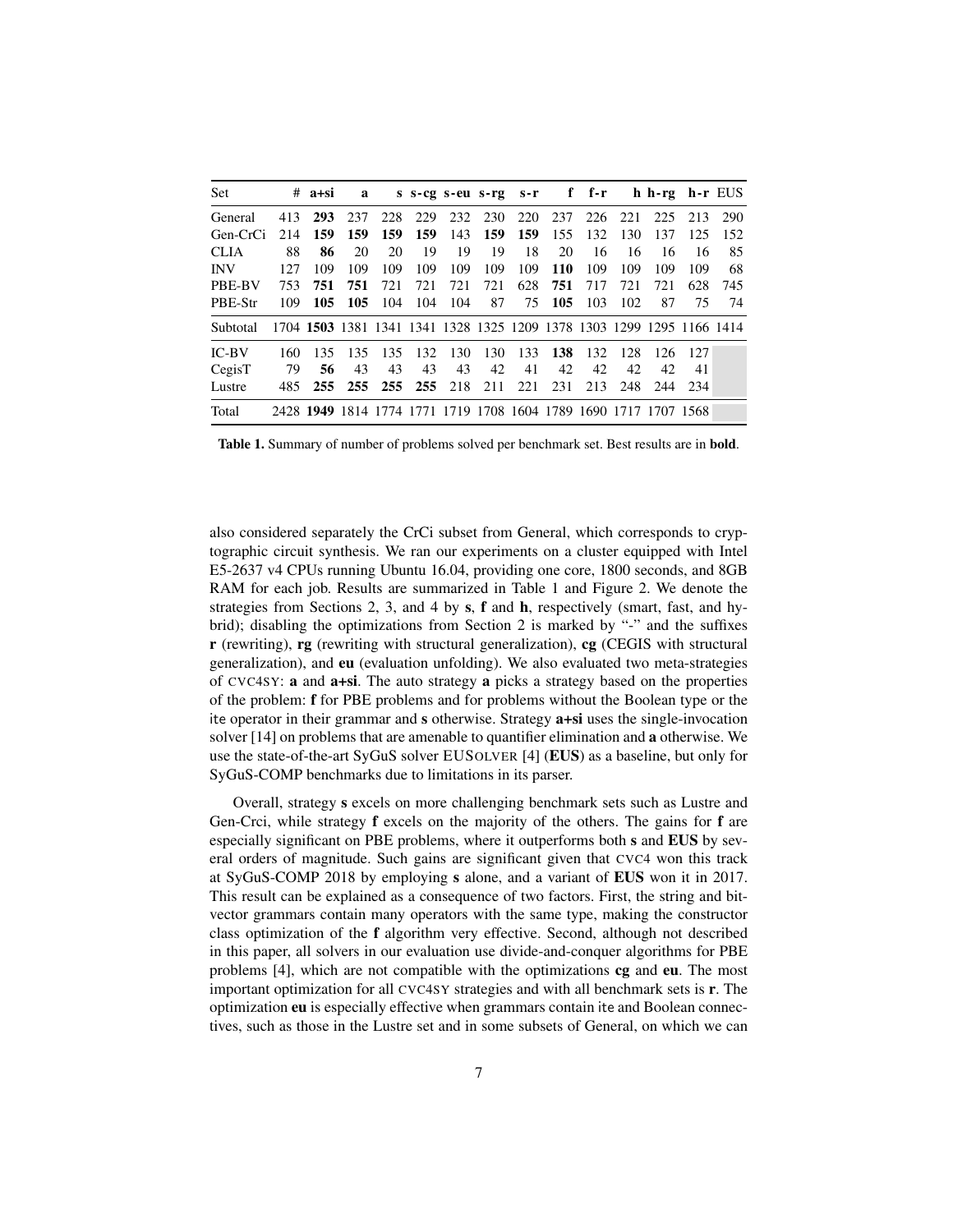| Set | # | a+si | a | s | s-cg | s-eu | s-rg | s-r | f | f-r | h | h-rg | h-r | EUS |
|---|---|---|---|---|---|---|---|---|---|---|---|---|---|---|
| General | 413 | **293** | 237 | 228 | 229 | 232 | 230 | 220 | 237 | 226 | 221 | 225 | 213 | 290 |
| Gen-CrCi | 214 | **159** | **159** | **159** | **159** | 143 | **159** | **159** | 155 | 132 | 130 | 137 | 125 | 152 |
| CLIA | 88 | **86** | 20 | 20 | 19 | 19 | 19 | 18 | 20 | 16 | 16 | 16 | 16 | 85 |
| INV | 127 | 109 | 109 | 109 | 109 | 109 | 109 | 109 | **110** | 109 | 109 | 109 | 109 | 68 |
| PBE-BV | 753 | **751** | **751** | 721 | 721 | 721 | 721 | 628 | **751** | 717 | 721 | 721 | 628 | 745 |
| PBE-Str | 109 | **105** | **105** | 104 | 104 | 104 | 87 | 75 | **105** | 103 | 102 | 87 | 75 | 74 |
| Subtotal | 1704 | **1503** | 1381 | 1341 | 1341 | 1328 | 1325 | 1209 | 1378 | 1303 | 1299 | 1295 | 1166 | 1414 |
| IC-BV | 160 | 135 | 135 | 135 | 132 | 130 | 130 | 133 | **138** | 132 | 128 | 126 | 127 | |
| CegisT | 79 | **56** | 43 | 43 | 43 | 43 | 42 | 41 | 42 | 42 | 42 | 42 | 41 | |
| Lustre | 485 | **255** | **255** | **255** | **255** | 218 | 211 | 221 | 231 | 213 | 248 | 244 | 234 | |
| Total | 2428 | **1949** | 1814 | 1774 | 1771 | 1719 | 1708 | 1604 | 1789 | 1690 | 1717 | 1707 | 1568 | |

**Table 1.** Summary of number of problems solved per benchmark set. Best results are in **bold**.

also considered separately the CrCi subset from General, which corresponds to cryptographic circuit synthesis. We ran our experiments on a cluster equipped with Intel E5-2637 v4 CPUs running Ubuntu 16.04, providing one core, 1800 seconds, and 8GB RAM for each job. Results are summarized in Table 1 and Figure 2. We denote the strategies from Sections 2, 3, and 4 by **s**, **f** and **h**, respectively (smart, fast, and hybrid); disabling the optimizations from Section 2 is marked by "-" and the suffixes **r** (rewriting), **rg** (rewriting with structural generalization), **cg** (CEGIS with structural generalization), and **eu** (evaluation unfolding). We also evaluated two meta-strategies of CVC4SY: **a** and **a+si**. The auto strategy **a** picks a strategy based on the properties of the problem: **f** for PBE problems and for problems without the Boolean type or the ite operator in their grammar and **s** otherwise. Strategy **a+si** uses the single-invocation solver [14] on problems that are amenable to quantifier elimination and **a** otherwise. We use the state-of-the-art SyGuS solver EUSOLVER [4] (**EUS**) as a baseline, but only for SyGuS-COMP benchmarks due to limitations in its parser.

Overall, strategy **s** excels on more challenging benchmark sets such as Lustre and Gen-Crci, while strategy **f** excels on the majority of the others. The gains for **f** are especially significant on PBE problems, where it outperforms both **s** and **EUS** by several orders of magnitude. Such gains are significant given that CVC4 won this track at SyGuS-COMP 2018 by employing **s** alone, and a variant of **EUS** won it in 2017. This result can be explained as a consequence of two factors. First, the string and bit-vector grammars contain many operators with the same type, making the constructor class optimization of the **f** algorithm very effective. Second, although not described in this paper, all solvers in our evaluation use divide-and-conquer algorithms for PBE problems [4], which are not compatible with the optimizations **cg** and **eu**. The most important optimization for all CVC4SY strategies and with all benchmark sets is **r**. The optimization **eu** is especially effective when grammars contain ite and Boolean connectives, such as those in the Lustre set and in some subsets of General, on which we can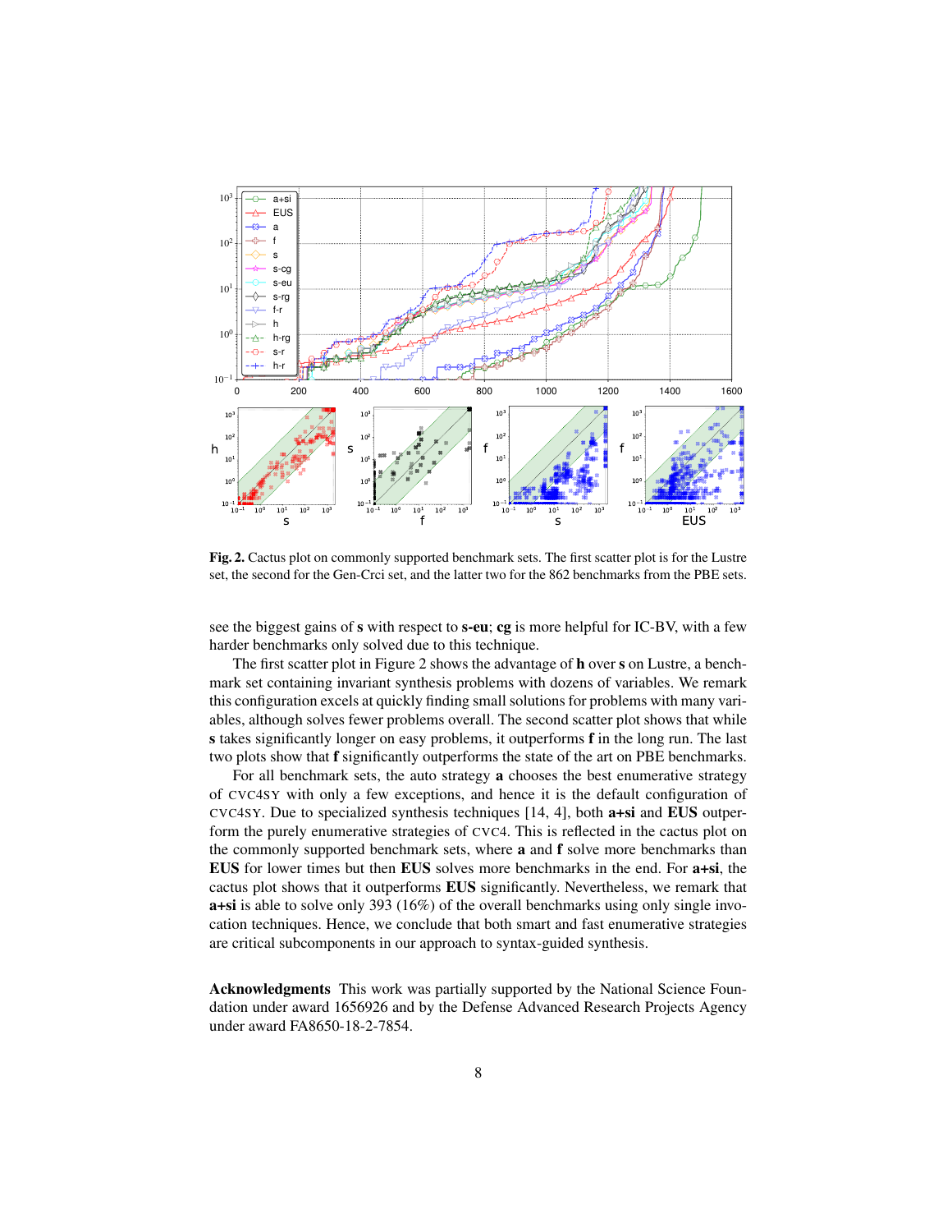**Fig. 2.** Cactus plot on commonly supported benchmark sets. The first scatter plot is for the Lustre set, the second for the Gen-Crci set, and the latter two for the 862 benchmarks from the PBE sets.

see the biggest gains of **s** with respect to **s-eu**; **cg** is more helpful for IC-BV, with a few harder benchmarks only solved due to this technique.

The first scatter plot in Figure 2 shows the advantage of **h** over **s** on Lustre, a benchmark set containing invariant synthesis problems with dozens of variables. We remark this configuration excels at quickly finding small solutions for problems with many variables, although solves fewer problems overall. The second scatter plot shows that while **s** takes significantly longer on easy problems, it outperforms **f** in the long run. The last two plots show that **f** significantly outperforms the state of the art on PBE benchmarks.

For all benchmark sets, the auto strategy **a** chooses the best enumerative strategy of CVC4SY with only a few exceptions, and hence it is the default configuration of CVC4SY. Due to specialized synthesis techniques [14, 4], both **a+si** and **EUS** outperform the purely enumerative strategies of CVC4. This is reflected in the cactus plot on the commonly supported benchmark sets, where **a** and **f** solve more benchmarks than **EUS** for lower times but then **EUS** solves more benchmarks in the end. For **a+si**, the cactus plot shows that it outperforms **EUS** significantly. Nevertheless, we remark that **a+si** is able to solve only 393 (16%) of the overall benchmarks using only single invocation techniques. Hence, we conclude that both smart and fast enumerative strategies are critical subcomponents in our approach to syntax-guided synthesis.

**Acknowledgments** This work was partially supported by the National Science Foundation under award 1656926 and by the Defense Advanced Research Projects Agency under award FA8650-18-2-7854.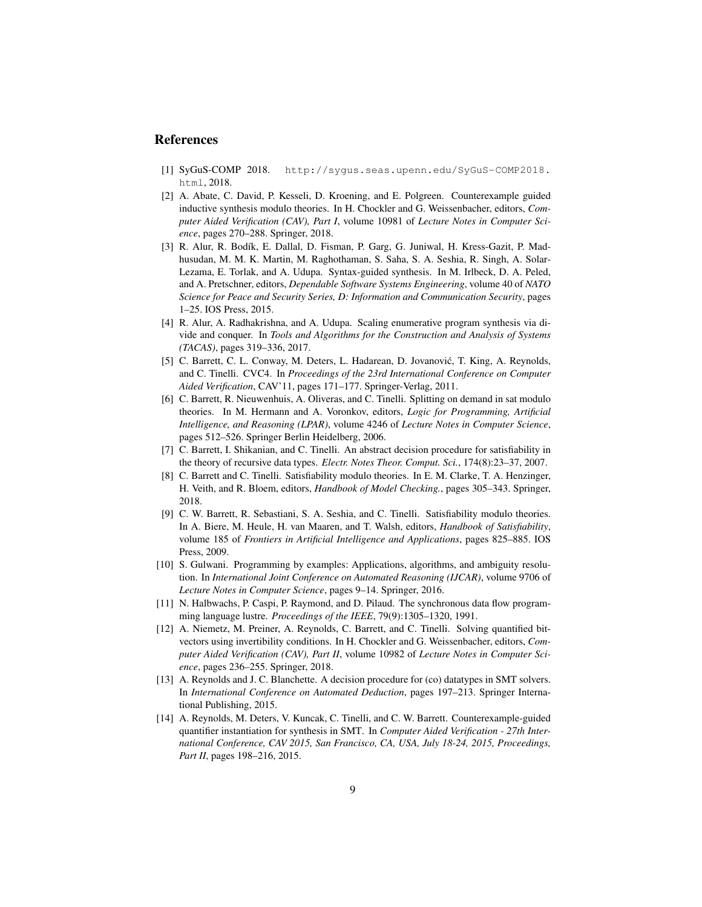## References

[1] SyGuS-COMP 2018. `http://sygus.seas.upenn.edu/SyGuS-COMP2018.html`, 2018.

[2] A. Abate, C. David, P. Kesseli, D. Kroening, and E. Polgreen. Counterexample guided inductive synthesis modulo theories. In H. Chockler and G. Weissenbacher, editors, *Computer Aided Verification (CAV), Part I*, volume 10981 of *Lecture Notes in Computer Science*, pages 270–288. Springer, 2018.

[3] R. Alur, R. Bodík, E. Dallal, D. Fisman, P. Garg, G. Juniwal, H. Kress-Gazit, P. Madhusudan, M. M. K. Martin, M. Raghothaman, S. Saha, S. A. Seshia, R. Singh, A. Solar-Lezama, E. Torlak, and A. Udupa. Syntax-guided synthesis. In M. Irlbeck, D. A. Peled, and A. Pretschner, editors, *Dependable Software Systems Engineering*, volume 40 of *NATO Science for Peace and Security Series, D: Information and Communication Security*, pages 1–25. IOS Press, 2015.

[4] R. Alur, A. Radhakrishna, and A. Udupa. Scaling enumerative program synthesis via divide and conquer. In *Tools and Algorithms for the Construction and Analysis of Systems (TACAS)*, pages 319–336, 2017.

[5] C. Barrett, C. L. Conway, M. Deters, L. Hadarean, D. Jovanović, T. King, A. Reynolds, and C. Tinelli. CVC4. In *Proceedings of the 23rd International Conference on Computer Aided Verification*, CAV'11, pages 171–177. Springer-Verlag, 2011.

[6] C. Barrett, R. Nieuwenhuis, A. Oliveras, and C. Tinelli. Splitting on demand in sat modulo theories. In M. Hermann and A. Voronkov, editors, *Logic for Programming, Artificial Intelligence, and Reasoning (LPAR)*, volume 4246 of *Lecture Notes in Computer Science*, pages 512–526. Springer Berlin Heidelberg, 2006.

[7] C. Barrett, I. Shikanian, and C. Tinelli. An abstract decision procedure for satisfiability in the theory of recursive data types. *Electr. Notes Theor. Comput. Sci.*, 174(8):23–37, 2007.

[8] C. Barrett and C. Tinelli. Satisfiability modulo theories. In E. M. Clarke, T. A. Henzinger, H. Veith, and R. Bloem, editors, *Handbook of Model Checking.*, pages 305–343. Springer, 2018.

[9] C. W. Barrett, R. Sebastiani, S. A. Seshia, and C. Tinelli. Satisfiability modulo theories. In A. Biere, M. Heule, H. van Maaren, and T. Walsh, editors, *Handbook of Satisfiability*, volume 185 of *Frontiers in Artificial Intelligence and Applications*, pages 825–885. IOS Press, 2009.

[10] S. Gulwani. Programming by examples: Applications, algorithms, and ambiguity resolution. In *International Joint Conference on Automated Reasoning (IJCAR)*, volume 9706 of *Lecture Notes in Computer Science*, pages 9–14. Springer, 2016.

[11] N. Halbwachs, P. Caspi, P. Raymond, and D. Pilaud. The synchronous data flow programming language lustre. *Proceedings of the IEEE*, 79(9):1305–1320, 1991.

[12] A. Niemetz, M. Preiner, A. Reynolds, C. Barrett, and C. Tinelli. Solving quantified bit-vectors using invertibility conditions. In H. Chockler and G. Weissenbacher, editors, *Computer Aided Verification (CAV), Part II*, volume 10982 of *Lecture Notes in Computer Science*, pages 236–255. Springer, 2018.

[13] A. Reynolds and J. C. Blanchette. A decision procedure for (co) datatypes in SMT solvers. In *International Conference on Automated Deduction*, pages 197–213. Springer International Publishing, 2015.

[14] A. Reynolds, M. Deters, V. Kuncak, C. Tinelli, and C. W. Barrett. Counterexample-guided quantifier instantiation for synthesis in SMT. In *Computer Aided Verification - 27th International Conference, CAV 2015, San Francisco, CA, USA, July 18-24, 2015, Proceedings, Part II*, pages 198–216, 2015.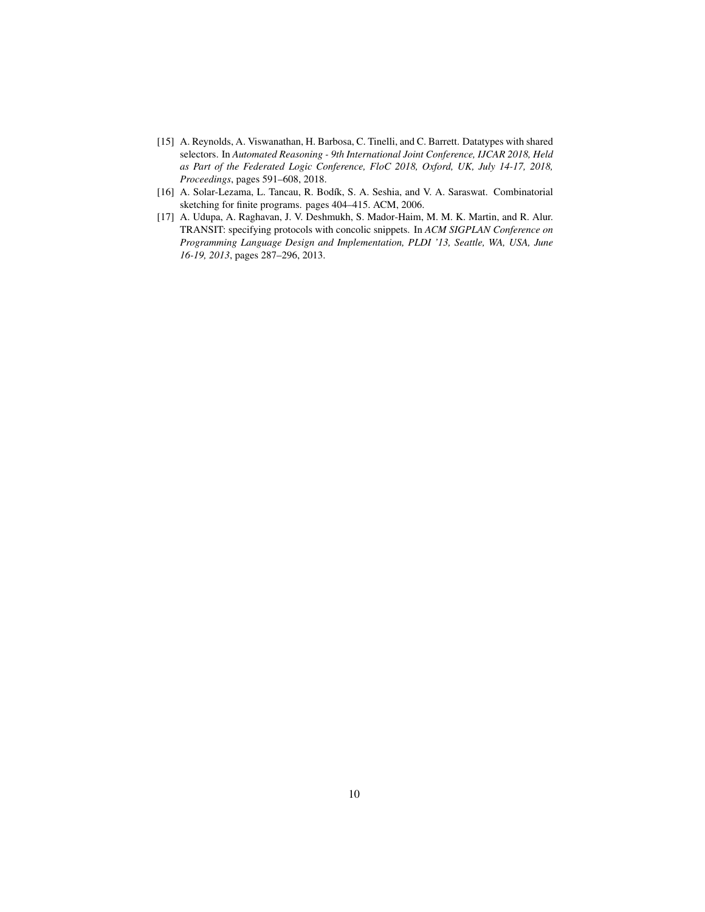[15] A. Reynolds, A. Viswanathan, H. Barbosa, C. Tinelli, and C. Barrett. Datatypes with shared selectors. In *Automated Reasoning - 9th International Joint Conference, IJCAR 2018, Held as Part of the Federated Logic Conference, FloC 2018, Oxford, UK, July 14-17, 2018, Proceedings*, pages 591–608, 2018.

[16] A. Solar-Lezama, L. Tancau, R. Bodík, S. A. Seshia, and V. A. Saraswat. Combinatorial sketching for finite programs. pages 404–415. ACM, 2006.

[17] A. Udupa, A. Raghavan, J. V. Deshmukh, S. Mador-Haim, M. M. K. Martin, and R. Alur. TRANSIT: specifying protocols with concolic snippets. In *ACM SIGPLAN Conference on Programming Language Design and Implementation, PLDI '13, Seattle, WA, USA, June 16-19, 2013*, pages 287–296, 2013.